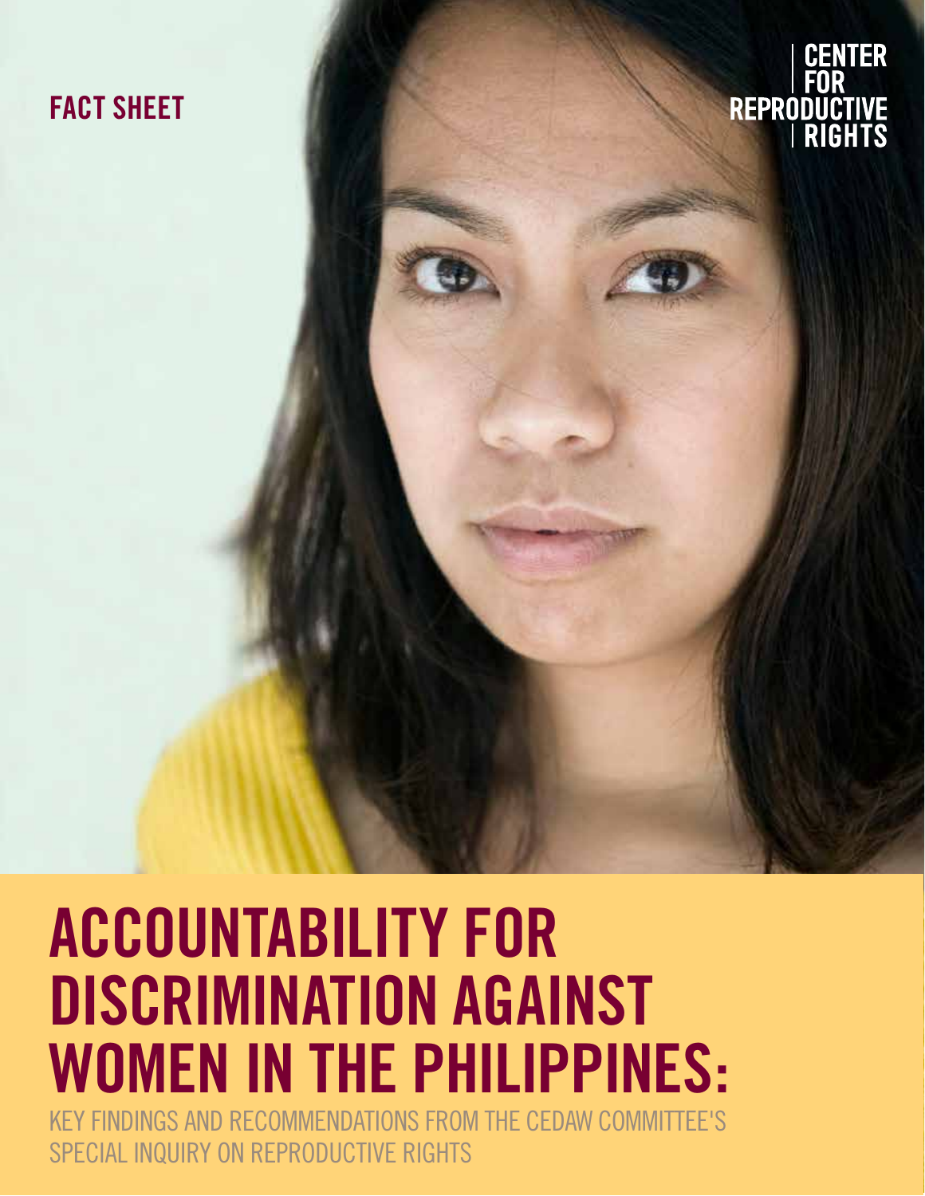FACT SHEET

CENTER FOR REPRODUCTIVE RIGHTS

# ACCOUNTABILITY FOR DISCRIMINATION AGAINST WOMEN IN THE PHILIPPINES:

KEY FINDINGS AND RECOMMENDATIONS FROM THE CEDAW COMMITTEE'S SPECIAL INQUIRY ON REPRODUCTIVE RIGHTS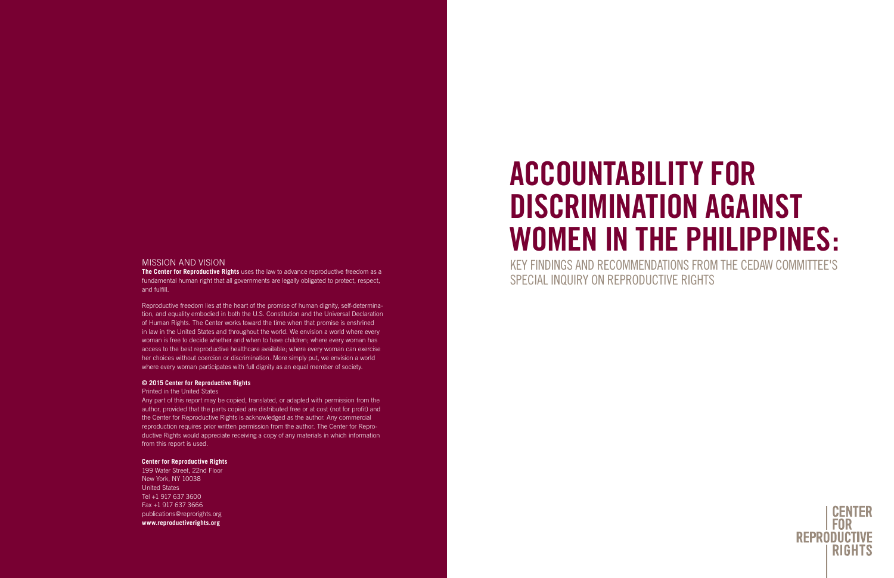# ACCOUNTABILITY FOR DISCRIMINATION AGAINST WOMEN IN THE PHILIPPINES:

## KEY FINDINGS AND RECOMMENDATIONS FROM THE CEDAW COMMITTEE'S SPECIAL INQUIRY ON REPRODUCTIVE RIGHTS

### MISSION AND VISION

**The Center for Reproductive Rights** uses the law to advance reproductive freedom as a fundamental human right that all governments are legally obligated to protect, respect, and fulfill.

Reproductive freedom lies at the heart of the promise of human dignity, self-determination, and equality embodied in both the U.S. Constitution and the Universal Declaration of Human Rights. The Center works toward the time when that promise is enshrined in law in the United States and throughout the world. We envision a world where every woman is free to decide whether and when to have children; where every woman has access to the best reproductive healthcare available; where every woman can exercise her choices without coercion or discrimination. More simply put, we envision a world where every woman participates with full dignity as an equal member of society.

**© 2015 Center for Reproductive Rights**

Printed in the United States

Any part of this report may be copied, translated, or adapted with permission from the author, provided that the parts copied are distributed free or at cost (not for profit) and the Center for Reproductive Rights is acknowledged as the author. Any commercial reproduction requires prior written permission from the author. The Center for Reproductive Rights would appreciate receiving a copy of any materials in which information from this report is used.

**Center for Reproductive Rights**

199 Water Street, 22nd Floor
New York, NY 10038
United States
Tel +1 917 637 3600
Fax +1 917 637 3666
publications@reprorights.org
**www.reproductiverights.org**

CENTER FOR REPRODUCTIVE RIGHTS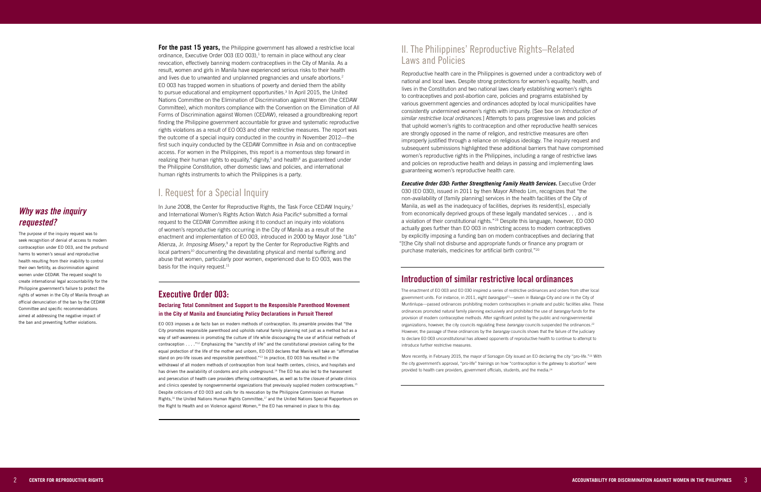**For the past 15 years,** the Philippine government has allowed a restrictive local ordinance, Executive Order 003 (EO 003),[1] to remain in place without any clear revocation, effectively banning modern contraceptives in the City of Manila. As a result, women and girls in Manila have experienced serious risks to their health and lives due to unwanted and unplanned pregnancies and unsafe abortions.[2] EO 003 has trapped women in situations of poverty and denied them the ability to pursue educational and employment opportunities.[3] In April 2015, the United Nations Committee on the Elimination of Discrimination against Women (the CEDAW Committee), which monitors compliance with the Convention on the Elimination of All Forms of Discrimination against Women (CEDAW), released a groundbreaking report finding the Philippine government accountable for grave and systematic reproductive rights violations as a result of EO 003 and other restrictive measures. The report was the outcome of a special inquiry conducted in the country in November 2012—the first such inquiry conducted by the CEDAW Committee in Asia and on contraceptive access. For women in the Philippines, this report is a momentous step forward in realizing their human rights to equality,[4] dignity,[5] and health[6] as guaranteed under the Philippine Constitution, other domestic laws and policies, and international human rights instruments to which the Philippines is a party.

## *Why was the inquiry requested?*

The purpose of the inquiry request was to seek recognition of denial of access to modern contraception under EO 003, and the profound harms to women's sexual and reproductive health resulting from their inability to control their own fertility, as discrimination against women under CEDAW. The request sought to create international legal accountability for the Philippine government's failure to protect the rights of women in the City of Manila through an official denunciation of the ban by the CEDAW Committee and specific recommendations aimed at addressing the negative impact of the ban and preventing further violations.

## I. Request for a Special Inquiry

In June 2008, the Center for Reproductive Rights, the Task Force CEDAW Inquiry,[7] and International Women's Rights Action Watch Asia Pacific[8] submitted a formal request to the CEDAW Committee asking it to conduct an inquiry into violations of women's reproductive rights occurring in the City of Manila as a result of the enactment and implementation of EO 003, introduced in 2000 by Mayor José "Lito" Atienza, Jr. *Imposing Misery*,[9] a report by the Center for Reproductive Rights and local partners[10] documenting the devastating physical and mental suffering and abuse that women, particularly poor women, experienced due to EO 003, was the basis for the inquiry request.[11]

### Executive Order 003:

#### Declaring Total Commitment and Support to the Responsible Parenthood Movement in the City of Manila and Enunciating Policy Declarations in Pursuit Thereof

EO 003 imposes a de facto ban on modern methods of contraception. Its preamble provides that "the City promotes responsible parenthood and upholds natural family planning not just as a method but as a way of self-awareness in promoting the culture of life while discouraging the use of artificial methods of contraception . . . ."[12] Emphasizing the "sanctity of life" and the constitutional provision calling for the equal protection of the life of the mother and unborn, EO 003 declares that Manila will take an "affirmative stand on pro-life issues and responsible parenthood."[13] In practice, EO 003 has resulted in the withdrawal of all modern methods of contraception from local health centers, clinics, and hospitals and has driven the availability of condoms and pills underground.[14] The EO has also led to the harassment and persecution of health care providers offering contraceptives, as well as to the closure of private clinics and clinics operated by nongovernmental organizations that previously supplied modern contraceptives.[15] Despite criticisms of EO 003 and calls for its revocation by the Philippine Commission on Human Rights,[16] the United Nations Human Rights Committee,[17] and the United Nations Special Rapporteurs on the Right to Health and on Violence against Women,[18] the EO has remained in place to this day.

## II. The Philippines' Reproductive Rights–Related Laws and Policies

Reproductive health care in the Philippines is governed under a contradictory web of national and local laws. Despite strong protections for women's equality, health, and lives in the Constitution and two national laws clearly establishing women's rights to contraceptives and post-abortion care, policies and programs established by various government agencies and ordinances adopted by local municipalities have consistently undermined women's rights with impunity. [See box on *Introduction of similar restrictive local ordinances*.] Attempts to pass progressive laws and policies that uphold women's rights to contraception and other reproductive health services are strongly opposed in the name of religion, and restrictive measures are often improperly justified through a reliance on religious ideology. The inquiry request and subsequent submissions highlighted these additional barriers that have compromised women's reproductive rights in the Philippines, including a range of restrictive laws and policies on reproductive health and delays in passing and implementing laws guaranteeing women's reproductive health care.

***Executive Order 030: Further Strengthening Family Health Services.*** Executive Order 030 (EO 030), issued in 2011 by then Mayor Alfredo Lim, recognizes that "the non-availability of [family planning] services in the health facilities of the City of Manila, as well as the inadequacy of facilities, deprives its resident[s], especially from economically deprived groups of these legally mandated services . . . and is a violation of their constitutional rights."[19] Despite this language, however, EO 030 actually goes further than EO 003 in restricting access to modern contraceptives by explicitly imposing a funding ban on modern contraceptives and declaring that "[t]he City shall not disburse and appropriate funds or finance any program or purchase materials, medicines for artificial birth control."[20]

### Introduction of similar restrictive local ordinances

The enactment of EO 003 and EO 030 inspired a series of restrictive ordinances and orders from other local government units. For instance, in 2011, eight *barangays*[21]—seven in Balanga City and one in the City of Muntinlupa—passed ordinances prohibiting modern contraceptives in private and public facilities alike. These ordinances promoted natural family planning exclusively and prohibited the use of *barangay* funds for the provision of modern contraceptive methods. After significant protest by the public and nongovernmental organizations, however, the city councils regulating these *barangay* councils suspended the ordinances.[22] However, the passage of these ordinances by the *barangay* councils shows that the failure of the judiciary to declare EO 003 unconstitutional has allowed opponents of reproductive health to continue to attempt to introduce further restrictive measures.

More recently, in February 2015, the mayor of Sorsogon City issued an EO declaring the city "pro-life."[23] With the city government's approval, "pro-life" trainings on how "contraception is the gateway to abortion" were provided to health care providers, government officials, students, and the media.[24]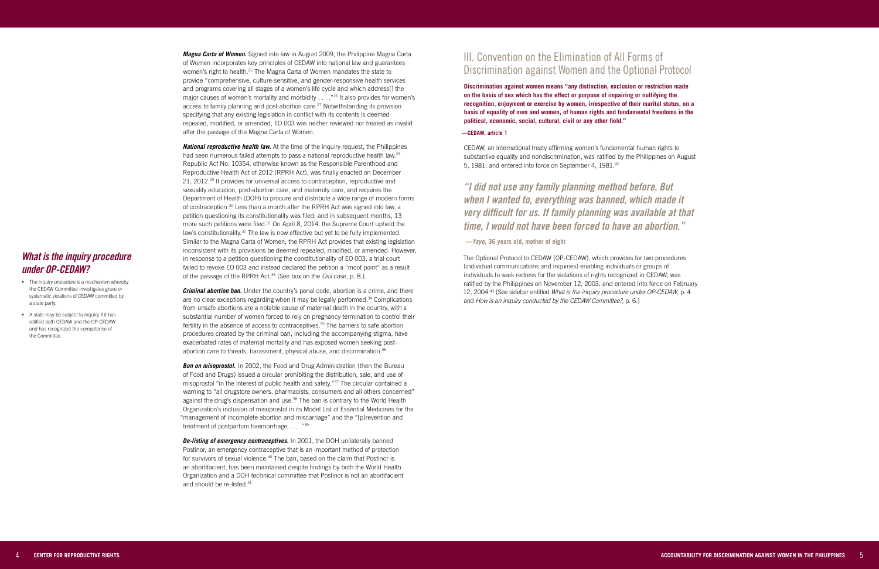***Magna Carta of Women.*** Signed into law in August 2009, the Philippine Magna Carta of Women incorporates key principles of CEDAW into national law and guarantees women's right to health.[25] The Magna Carta of Women mandates the state to provide "comprehensive, culture-sensitive, and gender-responsive health services and programs covering all stages of a women's life cycle and which address[] the major causes of women's mortality and morbidity . . . ."[26] It also provides for women's access to family planning and post-abortion care.[27] Notwithstanding its provision specifying that any existing legislation in conflict with its contents is deemed repealed, modified, or amended, EO 003 was neither reviewed nor treated as invalid after the passage of the Magna Carta of Women.

***National reproductive health law.*** At the time of the inquiry request, the Philippines had seen numerous failed attempts to pass a national reproductive health law.[28] Republic Act No. 10354, otherwise known as the Responsible Parenthood and Reproductive Health Act of 2012 (RPRH Act), was finally enacted on December 21, 2012.[29] It provides for universal access to contraception, reproductive and sexuality education, post-abortion care, and maternity care, and requires the Department of Health (DOH) to procure and distribute a wide range of modern forms of contraception.[30] Less than a month after the RPRH Act was signed into law, a petition questioning its constitutionality was filed; and in subsequent months, 13 more such petitions were filed.[31] On April 8, 2014, the Supreme Court upheld the law's constitutionality.[32] The law is now effective but yet to be fully implemented. Similar to the Magna Carta of Women, the RPRH Act provides that existing legislation inconsistent with its provisions be deemed repealed, modified, or amended. However, in response to a petition questioning the constitutionality of EO 003, a trial court failed to revoke EO 003 and instead declared the petition a "moot point" as a result of the passage of the RPRH Act.[33] [See box on the *Osil* case, p. 8.]

***Criminal abortion ban.*** Under the country's penal code, abortion is a crime, and there are no clear exceptions regarding when it may be legally performed.[34] Complications from unsafe abortions are a notable cause of maternal death in the country, with a substantial number of women forced to rely on pregnancy termination to control their fertility in the absence of access to contraceptives.[35] The barriers to safe abortion procedures created by the criminal ban, including the accompanying stigma, have exacerbated rates of maternal mortality and has exposed women seeking post-abortion care to threats, harassment, physical abuse, and discrimination.[36]

***Ban on misoprostol.*** In 2002, the Food and Drug Administration (then the Bureau of Food and Drugs) issued a circular prohibiting the distribution, sale, and use of misoprostol "in the interest of public health and safety."[37] The circular contained a warning to "all drugstore owners, pharmacists, consumers and all others concerned" against the drug's dispensation and use.[38] The ban is contrary to the World Health Organization's inclusion of misoprostol in its Model List of Essential Medicines for the "management of incomplete abortion and miscarriage" and the "[p]revention and treatment of postpartum haemorrhage . . . ."[39]

***De-listing of emergency contraceptives.*** In 2001, the DOH unilaterally banned Postinor, an emergency contraceptive that is an important method of protection for survivors of sexual violence.[40] The ban, based on the claim that Postinor is an abortifacient, has been maintained despite findings by both the World Health Organization and a DOH technical committee that Postinor is not an abortifacient and should be re-listed.[41]

### *What is the inquiry procedure under OP-CEDAW?*

- The inquiry procedure is a mechanism whereby the CEDAW Committee investigates grave or systematic violations of CEDAW committed by a state party.
- A state may be subject to inquiry if it has ratified both CEDAW and the OP-CEDAW and has recognized the competence of the Committee.

## III. Convention on the Elimination of All Forms of Discrimination against Women and the Optional Protocol

**Discrimination against women means "any distinction, exclusion or restriction made on the basis of sex which has the effect or purpose of impairing or nullifying the recognition, enjoyment or exercise by women, irrespective of their marital status, on a basis of equality of men and women, of human rights and fundamental freedoms in the political, economic, social, cultural, civil or any other field."**

**—CEDAW, article 1**

CEDAW, an international treaty affirming women's fundamental human rights to substantive equality and nondiscrimination, was ratified by the Philippines on August 5, 1981, and entered into force on September 4, 1981.[42]

> *"I did not use any family planning method before. But when I wanted to, everything was banned, which made it very difficult for us. If family planning was available at that time, I would not have been forced to have an abortion."*
>
> **—*Yayo*, 36 years old, mother of eight**

The Optional Protocol to CEDAW (OP-CEDAW), which provides for two procedures (individual communications and inquiries) enabling individuals or groups of individuals to seek redress for the violations of rights recognized in CEDAW, was ratified by the Philippines on November 12, 2003, and entered into force on February 12, 2004.[43] [See sidebar entitled *What is the inquiry procedure under OP-CEDAW*, p. 4 and *How is an inquiry conducted by the CEDAW Committee?*, p. 6.]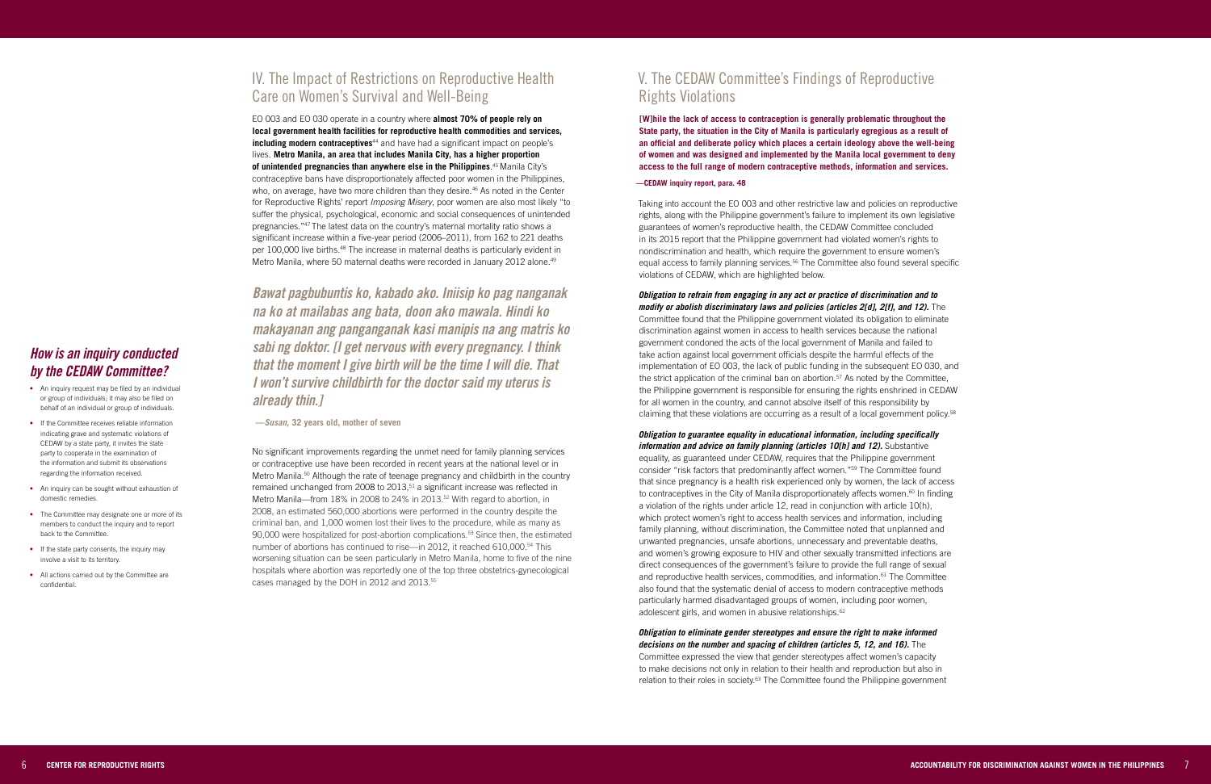## IV. The Impact of Restrictions on Reproductive Health Care on Women's Survival and Well-Being

EO 003 and EO 030 operate in a country where **almost 70% of people rely on local government health facilities for reproductive health commodities and services, including modern contraceptives**[44] and have had a significant impact on people's lives. **Metro Manila, an area that includes Manila City, has a higher proportion of unintended pregnancies than anywhere else in the Philippines**.[45] Manila City's contraceptive bans have disproportionately affected poor women in the Philippines, who, on average, have two more children than they desire.[46] As noted in the Center for Reproductive Rights' report *Imposing Misery*, poor women are also most likely "to suffer the physical, psychological, economic and social consequences of unintended pregnancies."[47] The latest data on the country's maternal mortality ratio shows a significant increase within a five-year period (2006–2011), from 162 to 221 deaths per 100,000 live births.[48] The increase in maternal deaths is particularly evident in Metro Manila, where 50 maternal deaths were recorded in January 2012 alone.[49]

> ***Bawat pagbubuntis ko, kabado ako. Iniisip ko pag nanganak na ko at mailabas ang bata, doon ako mawala. Hindi ko makayanan ang panganganak kasi manipis na ang matris ko sabi ng doktor. [I get nervous with every pregnancy. I think that the moment I give birth will be the time I will die. That I won't survive childbirth for the doctor said my uterus is already thin.]***
>
> **—*Susan*, 32 years old, mother of seven**

No significant improvements regarding the unmet need for family planning services or contraceptive use have been recorded in recent years at the national level or in Metro Manila.[50] Although the rate of teenage pregnancy and childbirth in the country remained unchanged from 2008 to 2013,[51] a significant increase was reflected in Metro Manila—from 18% in 2008 to 24% in 2013.[52] With regard to abortion, in 2008, an estimated 560,000 abortions were performed in the country despite the criminal ban, and 1,000 women lost their lives to the procedure, while as many as 90,000 were hospitalized for post-abortion complications.[53] Since then, the estimated number of abortions has continued to rise—in 2012, it reached 610,000.[54] This worsening situation can be seen particularly in Metro Manila, home to five of the nine hospitals where abortion was reportedly one of the top three obstetrics-gynecological cases managed by the DOH in 2012 and 2013.[55]

### *How is an inquiry conducted by the CEDAW Committee?*

- An inquiry request may be filed by an individual or group of individuals; it may also be filed on behalf of an individual or group of individuals.
- If the Committee receives reliable information indicating grave and systematic violations of CEDAW by a state party, it invites the state party to cooperate in the examination of the information and submit its observations regarding the information received.
- An inquiry can be sought without exhaustion of domestic remedies.
- The Committee may designate one or more of its members to conduct the inquiry and to report back to the Committee.
- If the state party consents, the inquiry may involve a visit to its territory.
- All actions carried out by the Committee are confidential.

## V. The CEDAW Committee's Findings of Reproductive Rights Violations

> **[W]hile the lack of access to contraception is generally problematic throughout the State party, the situation in the City of Manila is particularly egregious as a result of an official and deliberate policy which places a certain ideology above the well-being of women and was designed and implemented by the Manila local government to deny access to the full range of modern contraceptive methods, information and services.**
>
> **—CEDAW inquiry report, para. 48**

Taking into account the EO 003 and other restrictive law and policies on reproductive rights, along with the Philippine government's failure to implement its own legislative guarantees of women's reproductive health, the CEDAW Committee concluded in its 2015 report that the Philippine government had violated women's rights to nondiscrimination and health, which require the government to ensure women's equal access to family planning services.[56] The Committee also found several specific violations of CEDAW, which are highlighted below.

***Obligation to refrain from engaging in any act or practice of discrimination and to modify or abolish discriminatory laws and policies (articles 2[d], 2[f], and 12).*** The Committee found that the Philippine government violated its obligation to eliminate discrimination against women in access to health services because the national government condoned the acts of the local government of Manila and failed to take action against local government officials despite the harmful effects of the implementation of EO 003, the lack of public funding in the subsequent EO 030, and the strict application of the criminal ban on abortion.[57] As noted by the Committee, the Philippine government is responsible for ensuring the rights enshrined in CEDAW for all women in the country, and cannot absolve itself of this responsibility by claiming that these violations are occurring as a result of a local government policy.[58]

***Obligation to guarantee equality in educational information, including specifically information and advice on family planning (articles 10[h] and 12).*** Substantive equality, as guaranteed under CEDAW, requires that the Philippine government consider "risk factors that predominantly affect women."[59] The Committee found that since pregnancy is a health risk experienced only by women, the lack of access to contraceptives in the City of Manila disproportionately affects women.[60] In finding a violation of the rights under article 12, read in conjunction with article 10(h), which protect women's right to access health services and information, including family planning, without discrimination, the Committee noted that unplanned and unwanted pregnancies, unsafe abortions, unnecessary and preventable deaths, and women's growing exposure to HIV and other sexually transmitted infections are direct consequences of the government's failure to provide the full range of sexual and reproductive health services, commodities, and information.[61] The Committee also found that the systematic denial of access to modern contraceptive methods particularly harmed disadvantaged groups of women, including poor women, adolescent girls, and women in abusive relationships.[62]

***Obligation to eliminate gender stereotypes and ensure the right to make informed decisions on the number and spacing of children (articles 5, 12, and 16).*** The Committee expressed the view that gender stereotypes affect women's capacity to make decisions not only in relation to their health and reproduction but also in relation to their roles in society.[63] The Committee found the Philippine government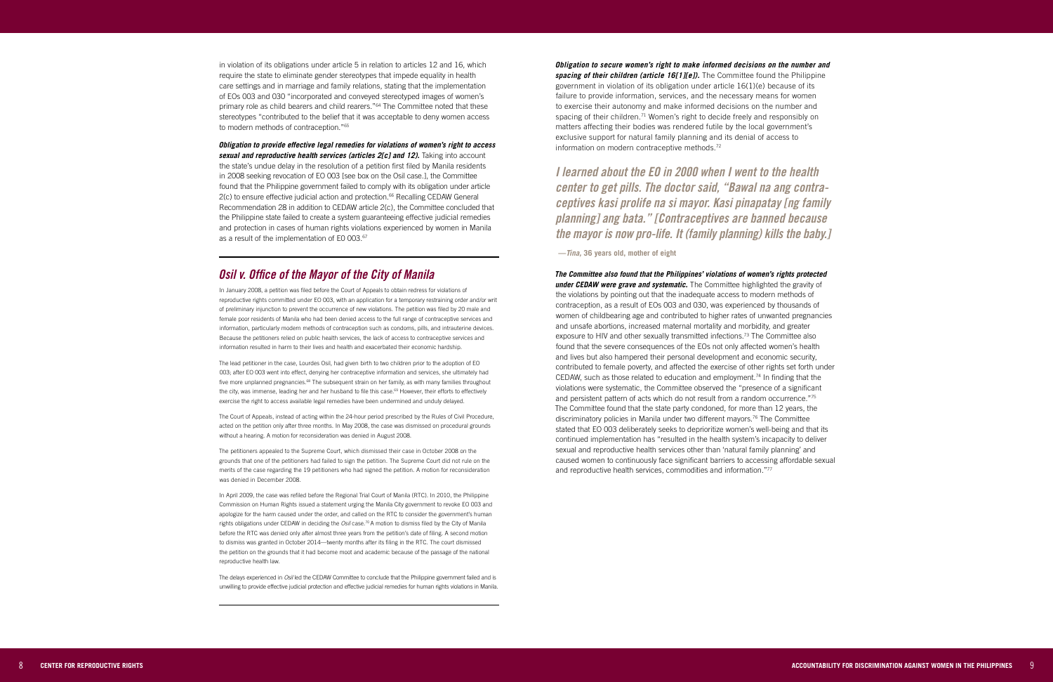in violation of its obligations under article 5 in relation to articles 12 and 16, which require the state to eliminate gender stereotypes that impede equality in health care settings and in marriage and family relations, stating that the implementation of EOs 003 and 030 "incorporated and conveyed stereotyped images of women's primary role as child bearers and child rearers."[64] The Committee noted that these stereotypes "contributed to the belief that it was acceptable to deny women access to modern methods of contraception."[65]

***Obligation to provide effective legal remedies for violations of women's right to access sexual and reproductive health services (articles 2[c] and 12).*** Taking into account the state's undue delay in the resolution of a petition first filed by Manila residents in 2008 seeking revocation of EO 003 [see box on the Osil case.], the Committee found that the Philippine government failed to comply with its obligation under article 2(c) to ensure effective judicial action and protection.[66] Recalling CEDAW General Recommendation 28 in addition to CEDAW article 2(c), the Committee concluded that the Philippine state failed to create a system guaranteeing effective judicial remedies and protection in cases of human rights violations experienced by women in Manila as a result of the implementation of EO 003.[67]

## *Osil v. Office of the Mayor of the City of Manila*

In January 2008, a petition was filed before the Court of Appeals to obtain redress for violations of reproductive rights committed under EO 003, with an application for a temporary restraining order and/or writ of preliminary injunction to prevent the occurrence of new violations. The petition was filed by 20 male and female poor residents of Manila who had been denied access to the full range of contraceptive services and information, particularly modern methods of contraception such as condoms, pills, and intrauterine devices. Because the petitioners relied on public health services, the lack of access to contraceptive services and information resulted in harm to their lives and health and exacerbated their economic hardship.

The lead petitioner in the case, Lourdes Osil, had given birth to two children prior to the adoption of EO 003; after EO 003 went into effect, denying her contraceptive information and services, she ultimately had five more unplanned pregnancies.[68] The subsequent strain on her family, as with many families throughout the city, was immense, leading her and her husband to file this case.[69] However, their efforts to effectively exercise the right to access available legal remedies have been undermined and unduly delayed.

The Court of Appeals, instead of acting within the 24-hour period prescribed by the Rules of Civil Procedure, acted on the petition only after three months. In May 2008, the case was dismissed on procedural grounds without a hearing. A motion for reconsideration was denied in August 2008.

The petitioners appealed to the Supreme Court, which dismissed their case in October 2008 on the grounds that one of the petitioners had failed to sign the petition. The Supreme Court did not rule on the merits of the case regarding the 19 petitioners who had signed the petition. A motion for reconsideration was denied in December 2008.

In April 2009, the case was refiled before the Regional Trial Court of Manila (RTC). In 2010, the Philippine Commission on Human Rights issued a statement urging the Manila City government to revoke EO 003 and apologize for the harm caused under the order, and called on the RTC to consider the government's human rights obligations under CEDAW in deciding the *Osil* case.[70] A motion to dismiss filed by the City of Manila before the RTC was denied only after almost three years from the petition's date of filing. A second motion to dismiss was granted in October 2014—twenty months after its filing in the RTC. The court dismissed the petition on the grounds that it had become moot and academic because of the passage of the national reproductive health law.

The delays experienced in *Osil* led the CEDAW Committee to conclude that the Philippine government failed and is unwilling to provide effective judicial protection and effective judicial remedies for human rights violations in Manila.

***Obligation to secure women's right to make informed decisions on the number and spacing of their children (article 16[1][e]).*** The Committee found the Philippine government in violation of its obligation under article 16(1)(e) because of its failure to provide information, services, and the necessary means for women to exercise their autonomy and make informed decisions on the number and spacing of their children.[71] Women's right to decide freely and responsibly on matters affecting their bodies was rendered futile by the local government's exclusive support for natural family planning and its denial of access to information on modern contraceptive methods.[72]

> *I learned about the EO in 2000 when I went to the health center to get pills. The doctor said, "Bawal na ang contraceptives kasi prolife na si mayor. Kasi pinapatay [ng family planning] ang bata." [Contraceptives are banned because the mayor is now pro-life. It (family planning) kills the baby.]*
>
> **—*Tina*, 36 years old, mother of eight**

***The Committee also found that the Philippines' violations of women's rights protected under CEDAW were grave and systematic.*** The Committee highlighted the gravity of the violations by pointing out that the inadequate access to modern methods of contraception, as a result of EOs 003 and 030, was experienced by thousands of women of childbearing age and contributed to higher rates of unwanted pregnancies and unsafe abortions, increased maternal mortality and morbidity, and greater exposure to HIV and other sexually transmitted infections.[73] The Committee also found that the severe consequences of the EOs not only affected women's health and lives but also hampered their personal development and economic security, contributed to female poverty, and affected the exercise of other rights set forth under CEDAW, such as those related to education and employment.[74] In finding that the violations were systematic, the Committee observed the "presence of a significant and persistent pattern of acts which do not result from a random occurrence."[75] The Committee found that the state party condoned, for more than 12 years, the discriminatory policies in Manila under two different mayors.[76] The Committee stated that EO 003 deliberately seeks to deprioritize women's well-being and that its continued implementation has "resulted in the health system's incapacity to deliver sexual and reproductive health services other than 'natural family planning' and caused women to continuously face significant barriers to accessing affordable sexual and reproductive health services, commodities and information."[77]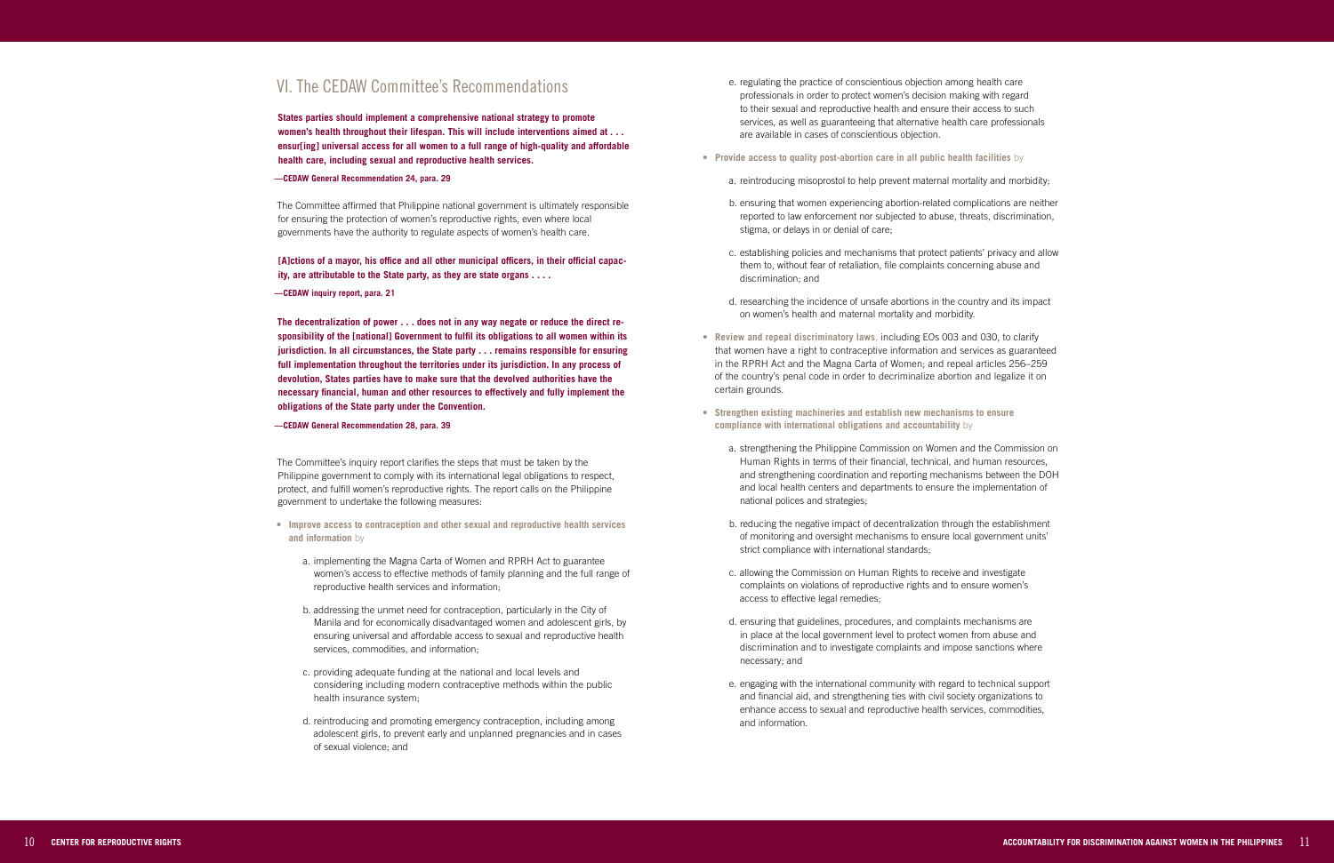## VI. The CEDAW Committee's Recommendations

**States parties should implement a comprehensive national strategy to promote women's health throughout their lifespan. This will include interventions aimed at . . . ensur[ing] universal access for all women to a full range of high-quality and affordable health care, including sexual and reproductive health services.**

**—CEDAW General Recommendation 24, para. 29**

The Committee affirmed that Philippine national government is ultimately responsible for ensuring the protection of women's reproductive rights, even where local governments have the authority to regulate aspects of women's health care.

**[A]ctions of a mayor, his office and all other municipal officers, in their official capacity, are attributable to the State party, as they are state organs . . . .**

**—CEDAW inquiry report, para. 21**

**The decentralization of power . . . does not in any way negate or reduce the direct responsibility of the [national] Government to fulfil its obligations to all women within its jurisdiction. In all circumstances, the State party . . . remains responsible for ensuring full implementation throughout the territories under its jurisdiction. In any process of devolution, States parties have to make sure that the devolved authorities have the necessary financial, human and other resources to effectively and fully implement the obligations of the State party under the Convention.**

**—CEDAW General Recommendation 28, para. 39**

The Committee's inquiry report clarifies the steps that must be taken by the Philippine government to comply with its international legal obligations to respect, protect, and fulfill women's reproductive rights. The report calls on the Philippine government to undertake the following measures:

- **Improve access to contraception and other sexual and reproductive health services and information** by
    a. implementing the Magna Carta of Women and RPRH Act to guarantee women's access to effective methods of family planning and the full range of reproductive health services and information;
    b. addressing the unmet need for contraception, particularly in the City of Manila and for economically disadvantaged women and adolescent girls, by ensuring universal and affordable access to sexual and reproductive health services, commodities, and information;
    c. providing adequate funding at the national and local levels and considering including modern contraceptive methods within the public health insurance system;
    d. reintroducing and promoting emergency contraception, including among adolescent girls, to prevent early and unplanned pregnancies and in cases of sexual violence; and
    e. regulating the practice of conscientious objection among health care professionals in order to protect women's decision making with regard to their sexual and reproductive health and ensure their access to such services, as well as guaranteeing that alternative health care professionals are available in cases of conscientious objection.
- **Provide access to quality post-abortion care in all public health facilities** by
    a. reintroducing misoprostol to help prevent maternal mortality and morbidity;
    b. ensuring that women experiencing abortion-related complications are neither reported to law enforcement nor subjected to abuse, threats, discrimination, stigma, or delays in or denial of care;
    c. establishing policies and mechanisms that protect patients' privacy and allow them to, without fear of retaliation, file complaints concerning abuse and discrimination; and
    d. researching the incidence of unsafe abortions in the country and its impact on women's health and maternal mortality and morbidity.
- **Review and repeal discriminatory laws**, including EOs 003 and 030, to clarify that women have a right to contraceptive information and services as guaranteed in the RPRH Act and the Magna Carta of Women; and repeal articles 256–259 of the country's penal code in order to decriminalize abortion and legalize it on certain grounds.
- **Strengthen existing machineries and establish new mechanisms to ensure compliance with international obligations and accountability** by
    a. strengthening the Philippine Commission on Women and the Commission on Human Rights in terms of their financial, technical, and human resources, and strengthening coordination and reporting mechanisms between the DOH and local health centers and departments to ensure the implementation of national polices and strategies;
    b. reducing the negative impact of decentralization through the establishment of monitoring and oversight mechanisms to ensure local government units' strict compliance with international standards;
    c. allowing the Commission on Human Rights to receive and investigate complaints on violations of reproductive rights and to ensure women's access to effective legal remedies;
    d. ensuring that guidelines, procedures, and complaints mechanisms are in place at the local government level to protect women from abuse and discrimination and to investigate complaints and impose sanctions where necessary; and
    e. engaging with the international community with regard to technical support and financial aid, and strengthening ties with civil society organizations to enhance access to sexual and reproductive health services, commodities, and information.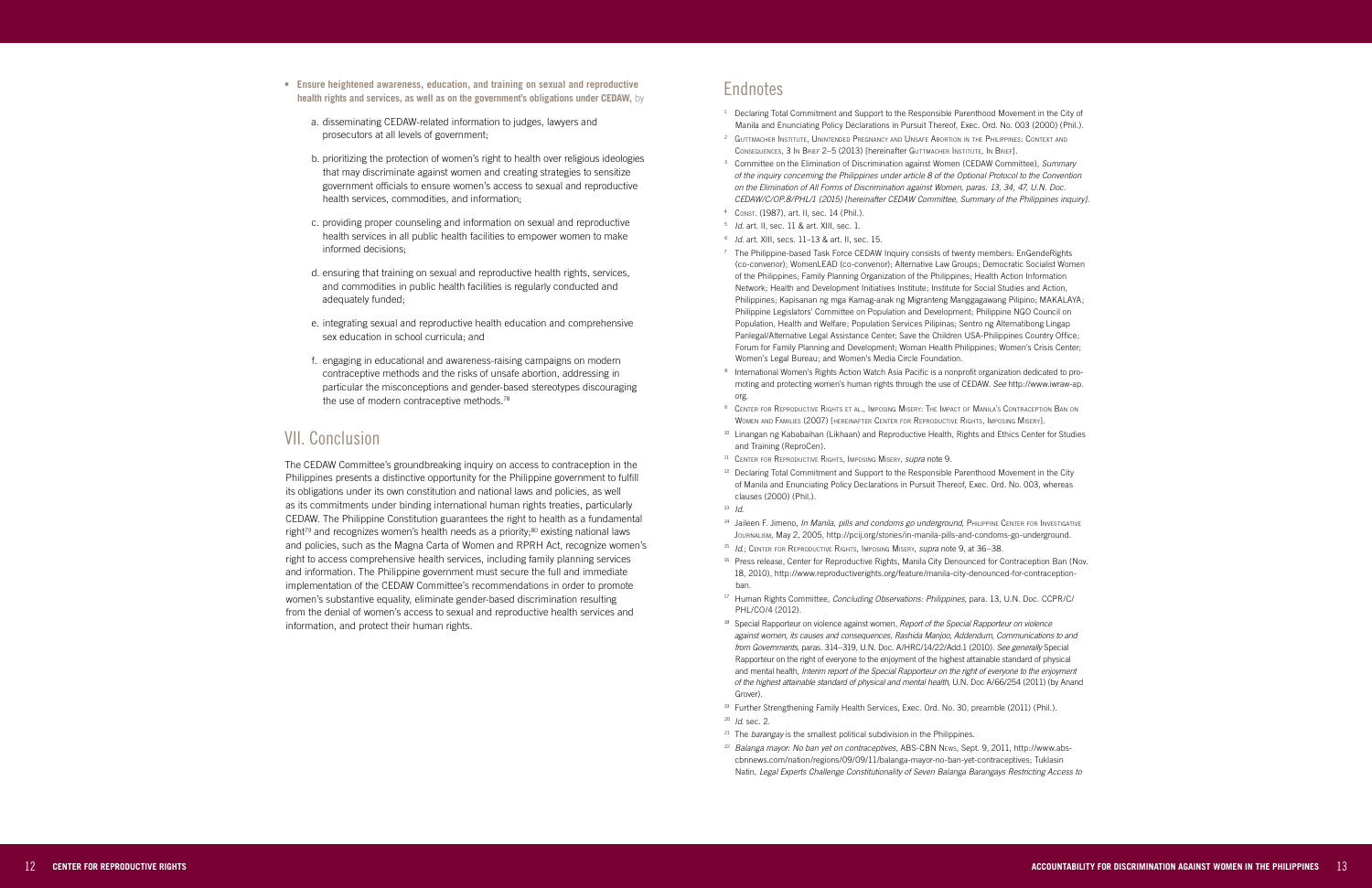- **Ensure heightened awareness, education, and training on sexual and reproductive health rights and services, as well as on the government's obligations under CEDAW,** by

  a. disseminating CEDAW-related information to judges, lawyers and prosecutors at all levels of government;

  b. prioritizing the protection of women's right to health over religious ideologies that may discriminate against women and creating strategies to sensitize government officials to ensure women's access to sexual and reproductive health services, commodities, and information;

  c. providing proper counseling and information on sexual and reproductive health services in all public health facilities to empower women to make informed decisions;

  d. ensuring that training on sexual and reproductive health rights, services, and commodities in public health facilities is regularly conducted and adequately funded;

  e. integrating sexual and reproductive health education and comprehensive sex education in school curricula; and

  f. engaging in educational and awareness-raising campaigns on modern contraceptive methods and the risks of unsafe abortion, addressing in particular the misconceptions and gender-based stereotypes discouraging the use of modern contraceptive methods.[78]

## VII. Conclusion

The CEDAW Committee's groundbreaking inquiry on access to contraception in the Philippines presents a distinctive opportunity for the Philippine government to fulfill its obligations under its own constitution and national laws and policies, as well as its commitments under binding international human rights treaties, particularly CEDAW. The Philippine Constitution guarantees the right to health as a fundamental right[79] and recognizes women's health needs as a priority;[80] existing national laws and policies, such as the Magna Carta of Women and RPRH Act, recognize women's right to access comprehensive health services, including family planning services and information. The Philippine government must secure the full and immediate implementation of the CEDAW Committee's recommendations in order to promote women's substantive equality, eliminate gender-based discrimination resulting from the denial of women's access to sexual and reproductive health services and information, and protect their human rights.

## Endnotes

1. Declaring Total Commitment and Support to the Responsible Parenthood Movement in the City of Manila and Enunciating Policy Declarations in Pursuit Thereof, Exec. Ord. No. 003 (2000) (Phil.).
2. Guttmacher Institute, Unintended Pregnancy and Unsafe Abortion in the Philippines: Context and Consequences, 3 In Brief 2–5 (2013) [hereinafter Guttmacher Institute, In Brief].
3. Committee on the Elimination of Discrimination against Women (CEDAW Committee), *Summary of the inquiry concerning the Philippines under article 8 of the Optional Protocol to the Convention on the Elimination of All Forms of Discrimination against Women, paras. 13, 34, 47, U.N. Doc. CEDAW/C/OP.8/PHL/1 (2015) [hereinafter CEDAW Committee, Summary of the Philippines inquiry].*
4. Const. (1987), art. II, sec. 14 (Phil.).
5. *Id.* art. II, sec. 11 & art. XIII, sec. 1.
6. *Id.* art. XIII, secs. 11–13 & art. II, sec. 15.
7. The Philippine-based Task Force CEDAW Inquiry consists of twenty members: EnGendeRights (co-convenor); WomenLEAD (co-convenor); Alternative Law Groups; Democratic Socialist Women of the Philippines; Family Planning Organization of the Philippines; Health Action Information Network; Health and Development Initiatives Institute; Institute for Social Studies and Action, Philippines; Kapisanan ng mga Kamag-anak ng Migranteng Manggagawang Pilipino; MAKALAYA; Philippine Legislators' Committee on Population and Development; Philippine NGO Council on Population, Health and Welfare; Population Services Pilipinas; Sentro ng Alternatibong Lingap Panlegal/Alternative Legal Assistance Center; Save the Children USA-Philippines Country Office; Forum for Family Planning and Development; Woman Health Philippines; Women's Crisis Center; Women's Legal Bureau; and Women's Media Circle Foundation.
8. International Women's Rights Action Watch Asia Pacific is a nonprofit organization dedicated to promoting and protecting women's human rights through the use of CEDAW. *See* http://www.iwraw-ap.org.
9. Center for Reproductive Rights et al., Imposing Misery: The Impact of Manila's Contraception Ban on Women and Families (2007) [hereinafter Center for Reproductive Rights, Imposing Misery].
10. Linangan ng Kababaihan (Likhaan) and Reproductive Health, Rights and Ethics Center for Studies and Training (ReproCen).
11. Center for Reproductive Rights, Imposing Misery, *supra* note 9.
12. Declaring Total Commitment and Support to the Responsible Parenthood Movement in the City of Manila and Enunciating Policy Declarations in Pursuit Thereof, Exec. Ord. No. 003, whereas clauses (2000) (Phil.).
13. *Id.*
14. Jaileen F. Jimeno, *In Manila, pills and condoms go underground*, Philippine Center for Investigative Journalism, May 2, 2005, http://pcij.org/stories/in-manila-pills-and-condoms-go-underground.
15. *Id.*; Center for Reproductive Rights, Imposing Misery, *supra* note 9, at 36–38.
16. Press release, Center for Reproductive Rights, Manila City Denounced for Contraception Ban (Nov. 18, 2010), http://www.reproductiverights.org/feature/manila-city-denounced-for-contraception-ban.
17. Human Rights Committee, *Concluding Observations: Philippines*, para. 13, U.N. Doc. CCPR/C/PHL/CO/4 (2012).
18. Special Rapporteur on violence against women, *Report of the Special Rapporteur on violence against women, its causes and consequences, Rashida Manjoo, Addendum, Communications to and from Governments*, paras. 314–319, U.N. Doc. A/HRC/14/22/Add.1 (2010). *See generally* Special Rapporteur on the right of everyone to the enjoyment of the highest attainable standard of physical and mental health, *Interim report of the Special Rapporteur on the right of everyone to the enjoyment of the highest attainable standard of physical and mental health*, U.N. Doc A/66/254 (2011) (by Anand Grover).
19. Further Strengthening Family Health Services, Exec. Ord. No. 30, preamble (2011) (Phil.).
20. *Id.* sec. 2.
21. The *barangay* is the smallest political subdivision in the Philippines.
22. *Balanga mayor: No ban yet on contraceptives*, ABS-CBN News, Sept. 9, 2011, http://www.abs-cbnnews.com/nation/regions/09/09/11/balanga-mayor-no-ban-yet-contraceptives; Tuklasin Natin, *Legal Experts Challenge Constitutionality of Seven Balanga Barangays Restricting Access to*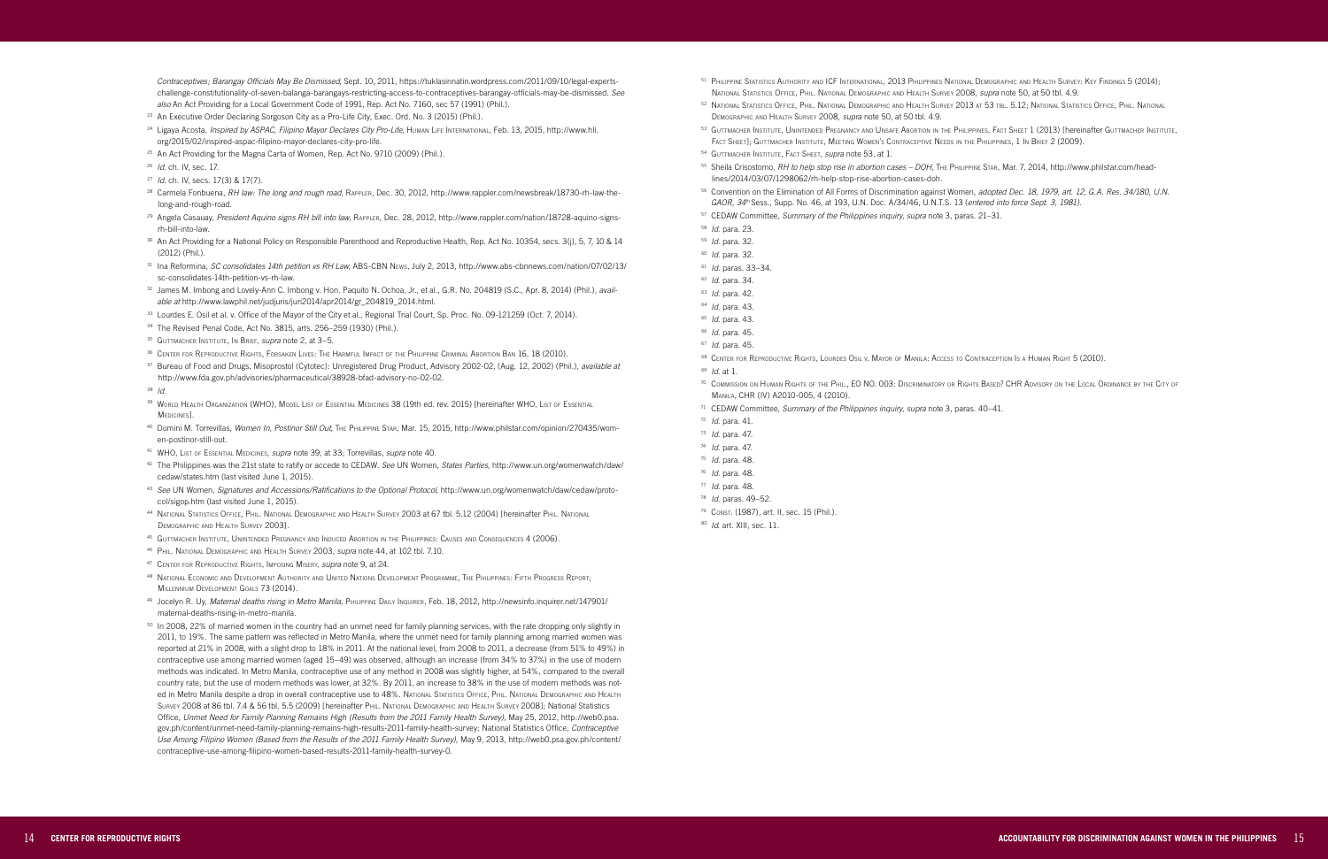*Contraceptives; Barangay Officials May Be Dismissed*, Sept. 10, 2011, https://tuklasinnatin.wordpress.com/2011/09/10/legal-experts-challenge-constitutionality-of-seven-balanga-barangays-restricting-access-to-contraceptives-barangay-officials-may-be-dismissed. *See also* An Act Providing for a Local Government Code of 1991, Rep. Act No. 7160, sec 57 (1991) (Phil.).

[23] An Executive Order Declaring Sorgoson City as a Pro-Life City, Exec. Ord. No. 3 (2015) (Phil.).

[24] Ligaya Acosta, *Inspired by ASPAC, Filipino Mayor Declares City Pro-Life*, Human Life International, Feb. 13, 2015, http://www.hli.org/2015/02/inspired-aspac-filipino-mayor-declares-city-pro-life.

[25] An Act Providing for the Magna Carta of Women, Rep. Act No. 9710 (2009) (Phil.).

[26] *Id.* ch. IV, sec. 17.

[27] *Id.* ch. IV, secs. 17(3) & 17(7).

[28] Carmela Fonbuena, *RH law: The long and rough road*, Rappler, Dec. 30, 2012, http://www.rappler.com/newsbreak/18730-rh-law-the-long-and-rough-road.

[29] Angela Casauay, *President Aquino signs RH bill into law*, Rappler, Dec. 28, 2012, http://www.rappler.com/nation/18728-aquino-signs-rh-bill-into-law.

[30] An Act Providing for a National Policy on Responsible Parenthood and Reproductive Health, Rep. Act No. 10354, secs. 3(j), 5, 7, 10 & 14 (2012) (Phil.).

[31] Ina Reformina, *SC consolidates 14th petition vs RH Law*, ABS-CBN News, July 2, 2013, http://www.abs-cbnnews.com/nation/07/02/13/sc-consolidates-14th-petition-vs-rh-law.

[32] James M. Imbong and Lovely-Ann C. Imbong v. Hon. Paquito N. Ochoa, Jr., et al., G.R. No. 204819 (S.C., Apr. 8, 2014) (Phil.), *available at* http://www.lawphil.net/judjuris/juri2014/apr2014/gr_204819_2014.html.

[33] Lourdes E. Osil et al. v. Office of the Mayor of the City et al., Regional Trial Court, Sp. Proc. No. 09-121259 (Oct. 7, 2014).

[34] The Revised Penal Code, Act No. 3815, arts. 256–259 (1930) (Phil.).

[35] Guttmacher Institute, In Brief, *supra* note 2, at 3–5.

[36] Center for Reproductive Rights, Forsaken Lives: The Harmful Impact of the Philippine Criminal Abortion Ban 16, 18 (2010).

[37] Bureau of Food and Drugs, Misoprostol (Cytotec): Unregistered Drug Product, Advisory 2002-02, (Aug. 12, 2002) (Phil.), *available at* http://www.fda.gov.ph/advisories/pharmaceutical/38928-bfad-advisory-no-02-02.

[38] *Id.*

[39] World Health Organization (WHO), Model List of Essential Medicines 38 (19th ed. rev. 2015) [hereinafter WHO, List of Essential Medicines].

[40] Domini M. Torrevillas, *Women In, Postinor Still Out*, The Philippine Star, Mar. 15, 2015, http://www.philstar.com/opinion/270435/women-in-postinor-still-out.

[41] WHO, List of Essential Medicines, *supra* note 39, at 33; Torrevillas, *supra* note 40.

[42] The Philippines was the 21st state to ratify or accede to CEDAW. *See* UN Women, *States Parties*, http://www.un.org/womenwatch/daw/cedaw/states.htm (last visited June 1, 2015).

[43] *See* UN Women, *Signatures and Accessions/Ratifications to the Optional Protocol*, http://www.un.org/womenwatch/daw/cedaw/protocol/sigop.htm (last visited June 1, 2015).

[44] National Statistics Office, Phil. National Demographic and Health Survey 2003 at 67 tbl. 5.12 (2004) [hereinafter Phil. National Demographic and Health Survey 2003].

[45] Guttmacher Institute, Unintended Pregnancy and Induced Abortion in the Philippines: Causes and Consequences 4 (2006).

[46] Phil. National Demographic and Health Survey 2003, *supra* note 44, at 102 tbl. 7.10.

[47] Center for Reproductive Rights, Imposing Misery, *supra* note 9, at 24.

[48] National Economic and Development Authority and United Nations Development Programme, The Philippines: Fifth Progress Report; Millennium Development Goals 73 (2014).

[49] Jocelyn R. Uy, *Maternal deaths rising in Metro Manila*, Philippine Daily Inquirer, Feb. 18, 2012, http://newsinfo.inquirer.net/147901/maternal-deaths-rising-in-metro-manila.

[50] In 2008, 22% of married women in the country had an unmet need for family planning services, with the rate dropping only slightly in 2011, to 19%. The same pattern was reflected in Metro Manila, where the unmet need for family planning among married women was reported at 21% in 2008, with a slight drop to 18% in 2011. At the national level, from 2008 to 2011, a decrease (from 51% to 49%) in contraceptive use among married women (aged 15–49) was observed, although an increase (from 34% to 37%) in the use of modern methods was indicated. In Metro Manila, contraceptive use of any method in 2008 was slightly higher, at 54%, compared to the overall country rate, but the use of modern methods was lower, at 32%. By 2011, an increase to 38% in the use of modern methods was noted in Metro Manila despite a drop in overall contraceptive use to 48%. National Statistics Office, Phil. National Demographic and Health Survey 2008 at 86 tbl. 7.4 & 56 tbl. 5.5 (2009) [hereinafter Phil. National Demographic and Health Survey 2008]; National Statistics Office, *Unmet Need for Family Planning Remains High (Results from the 2011 Family Health Survey)*, May 25, 2012, http://web0.psa.gov.ph/content/unmet-need-family-planning-remains-high-results-2011-family-health-survey; National Statistics Office, *Contraceptive Use Among Filipino Women (Based from the Results of the 2011 Family Health Survey)*, May 9, 2013, http://web0.psa.gov.ph/content/contraceptive-use-among-filipino-women-based-results-2011-family-health-survey-0.

[51] Philippine Statistics Authority and ICF International, 2013 Philippines National Demographic and Health Survey: Key Findings 5 (2014); National Statistics Office, Phil. National Demographic and Health Survey 2008, *supra* note 50, at 50 tbl. 4.9.

[52] National Statistics Office, Phil. National Demographic and Health Survey 2013 at 53 tbl. 5.12; National Statistics Office, Phil. National Demographic and Health Survey 2008, *supra* note 50, at 50 tbl. 4.9.

[53] Guttmacher Institute, Unintended Pregnancy and Unsafe Abortion in the Philippines, Fact Sheet 1 (2013) [hereinafter Guttmacher Institute, Fact Sheet]; Guttmacher Institute, Meeting Women's Contraceptive Needs in the Philippines, 1 In Brief 2 (2009).

[54] Guttmacher Institute, Fact Sheet, *supra* note 53, at 1.

[55] Sheila Crisostomo, *RH to help stop rise in abortion cases – DOH*, The Philippine Star, Mar. 7, 2014, http://www.philstar.com/headlines/2014/03/07/1298062/rh-help-stop-rise-abortion-cases-doh.

[56] Convention on the Elimination of All Forms of Discrimination against Women, *adopted Dec. 18, 1979, art. 12, G.A. Res. 34/180, U.N. GAOR, 34th* Sess., Supp. No. 46, at 193, U.N. Doc. A/34/46, U.N.T.S. 13 (*entered into force Sept. 3, 1981).*

[57] CEDAW Committee, *Summary of the Philippines inquiry*, *supra* note 3, paras. 21–31.

[58] *Id.* para. 23.

[59] *Id.* para. 32.

[60] *Id.* para. 32.

[61] *Id.* paras. 33–34.

[62] *Id.* para. 34.

[63] *Id.* para. 42.

[64] *Id.* para. 43.

[65] *Id.* para. 43.

[66] *Id.* para. 45.

[67] *Id.* para. 45.

[68] Center for Reproductive Rights, Lourdes Osil v. Mayor of Manila: Access to Contraception Is a Human Right 5 (2010).

[69] *Id.* at 1.

[70] Commission on Human Rights of the Phil., EO NO. 003: Discriminatory or Rights Based? CHR Advisory on the Local Ordinance by the City of Manila, CHR (IV) A2010-005, 4 (2010).

[71] CEDAW Committee, *Summary of the Philippines inquiry*, *supra* note 3, paras. 40–41.

[72] *Id.* para. 41.

[73] *Id.* para. 47.

[74] *Id.* para. 47.

[75] *Id.* para. 48.

[76] *Id.* para. 48.

[77] *Id.* para. 48.

[78] *Id.* paras. 49–52.

[79] Const. (1987), art. II, sec. 15 (Phil.).

[80] *Id.* art. XIII, sec. 11.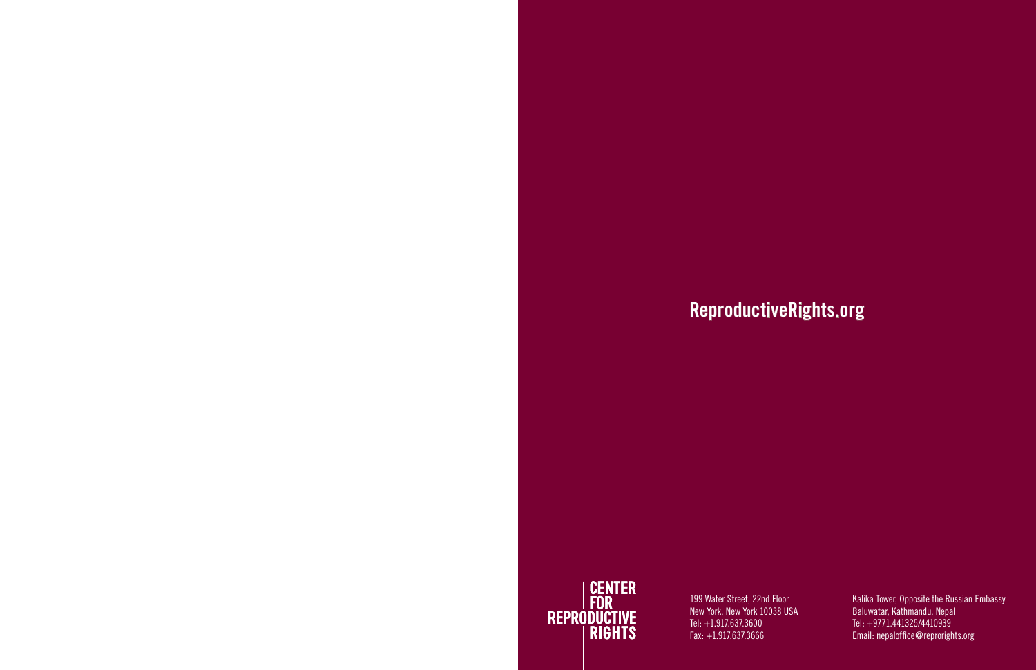**ReproductiveRights.org**

CENTER
FOR
REPRODUCTIVE
RIGHTS

199 Water Street, 22nd Floor
New York, New York 10038 USA
Tel: +1.917.637.3600
Fax: +1.917.637.3666

Kalika Tower, Opposite the Russian Embassy
Baluwatar, Kathmandu, Nepal
Tel: +9771.441325/4410939
Email: nepaloffice@reprorights.org